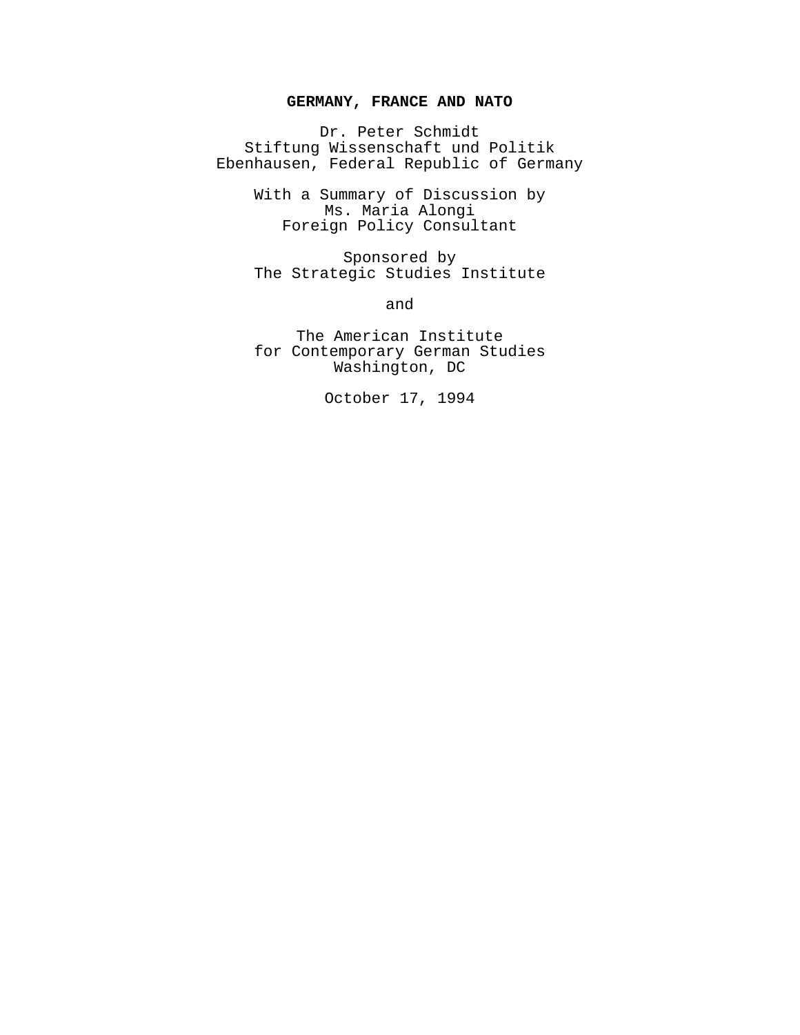# GERMANY, FRANCE AND NATO

Dr. Peter Schmidt
Stiftung Wissenschaft und Politik
Ebenhausen, Federal Republic of Germany

With a Summary of Discussion by
Ms. Maria Alongi
Foreign Policy Consultant

Sponsored by
The Strategic Studies Institute

and

The American Institute
for Contemporary German Studies
Washington, DC

October 17, 1994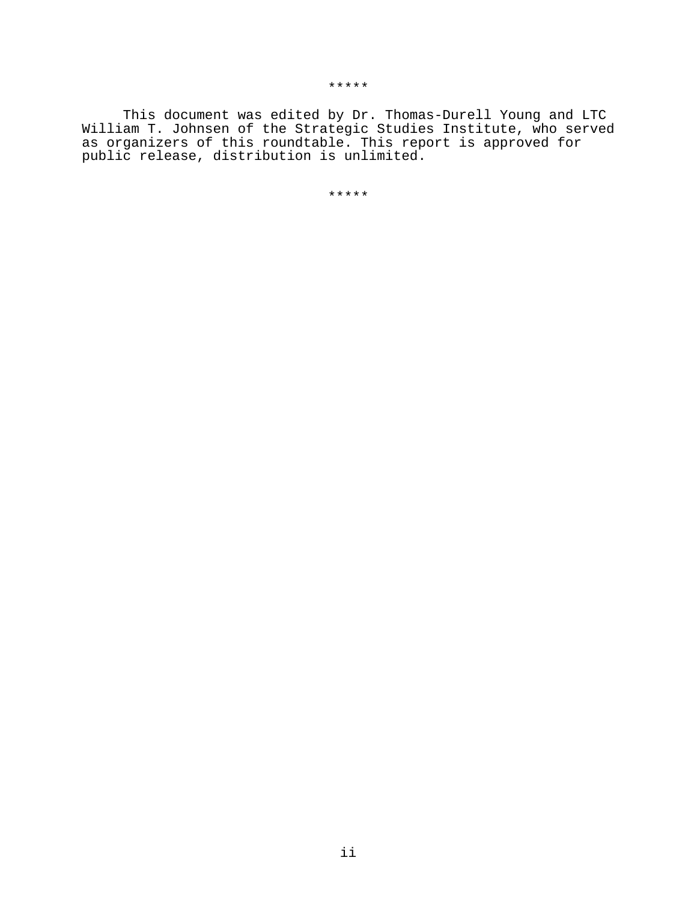*****

This document was edited by Dr. Thomas-Durell Young and LTC William T. Johnsen of the Strategic Studies Institute, who served as organizers of this roundtable. This report is approved for public release, distribution is unlimited.

*****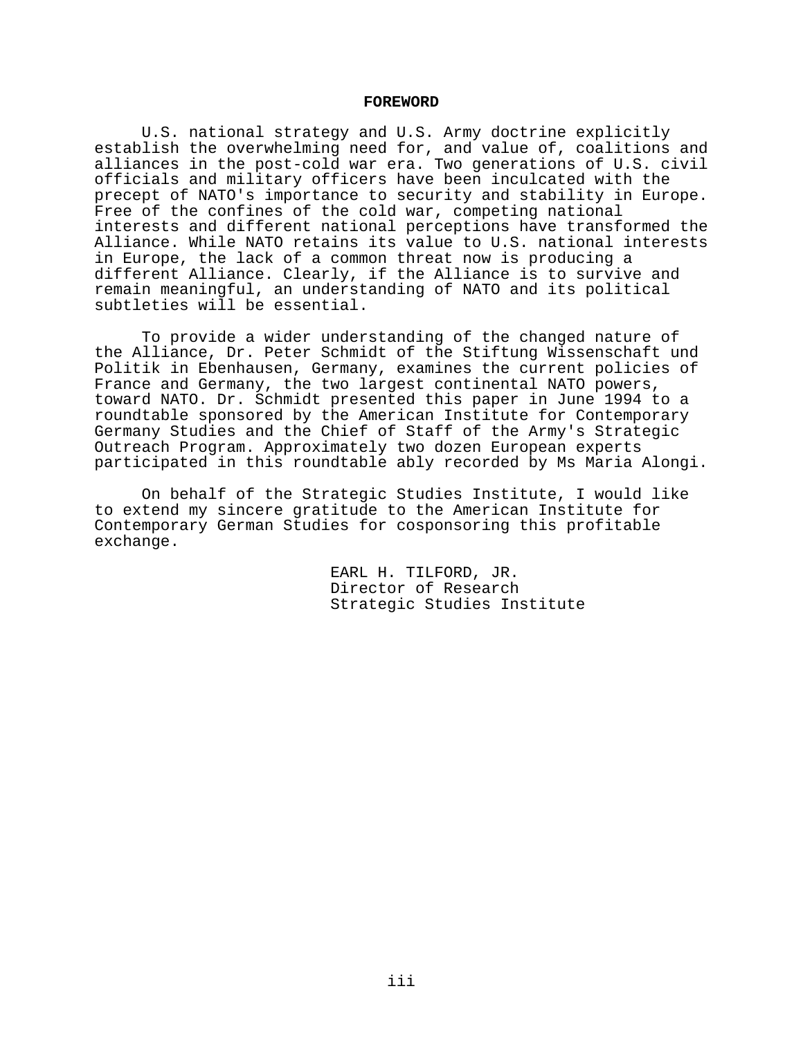## FOREWORD

U.S. national strategy and U.S. Army doctrine explicitly establish the overwhelming need for, and value of, coalitions and alliances in the post-cold war era. Two generations of U.S. civil officials and military officers have been inculcated with the precept of NATO's importance to security and stability in Europe. Free of the confines of the cold war, competing national interests and different national perceptions have transformed the Alliance. While NATO retains its value to U.S. national interests in Europe, the lack of a common threat now is producing a different Alliance. Clearly, if the Alliance is to survive and remain meaningful, an understanding of NATO and its political subtleties will be essential.

To provide a wider understanding of the changed nature of the Alliance, Dr. Peter Schmidt of the Stiftung Wissenschaft und Politik in Ebenhausen, Germany, examines the current policies of France and Germany, the two largest continental NATO powers, toward NATO. Dr. Schmidt presented this paper in June 1994 to a roundtable sponsored by the American Institute for Contemporary Germany Studies and the Chief of Staff of the Army's Strategic Outreach Program. Approximately two dozen European experts participated in this roundtable ably recorded by Ms Maria Alongi.

On behalf of the Strategic Studies Institute, I would like to extend my sincere gratitude to the American Institute for Contemporary German Studies for cosponsoring this profitable exchange.

EARL H. TILFORD, JR.
Director of Research
Strategic Studies Institute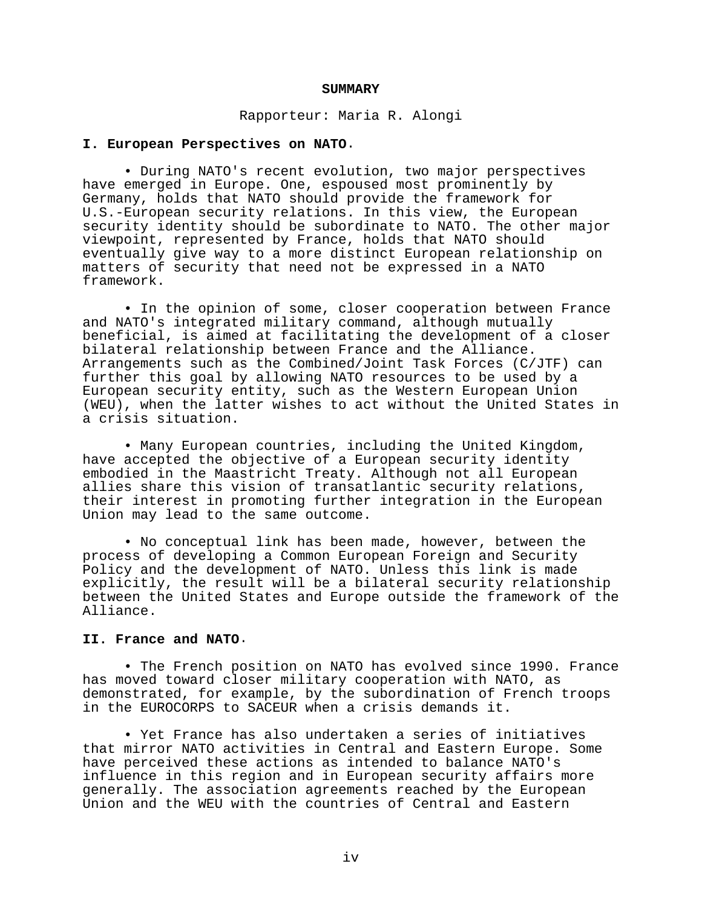## SUMMARY

Rapporteur: Maria R. Alongi

### I. European Perspectives on NATO.

• During NATO's recent evolution, two major perspectives have emerged in Europe. One, espoused most prominently by Germany, holds that NATO should provide the framework for U.S.-European security relations. In this view, the European security identity should be subordinate to NATO. The other major viewpoint, represented by France, holds that NATO should eventually give way to a more distinct European relationship on matters of security that need not be expressed in a NATO framework.

• In the opinion of some, closer cooperation between France and NATO's integrated military command, although mutually beneficial, is aimed at facilitating the development of a closer bilateral relationship between France and the Alliance. Arrangements such as the Combined/Joint Task Forces (C/JTF) can further this goal by allowing NATO resources to be used by a European security entity, such as the Western European Union (WEU), when the latter wishes to act without the United States in a crisis situation.

• Many European countries, including the United Kingdom, have accepted the objective of a European security identity embodied in the Maastricht Treaty. Although not all European allies share this vision of transatlantic security relations, their interest in promoting further integration in the European Union may lead to the same outcome.

• No conceptual link has been made, however, between the process of developing a Common European Foreign and Security Policy and the development of NATO. Unless this link is made explicitly, the result will be a bilateral security relationship between the United States and Europe outside the framework of the Alliance.

### II. France and NATO.

• The French position on NATO has evolved since 1990. France has moved toward closer military cooperation with NATO, as demonstrated, for example, by the subordination of French troops in the EUROCORPS to SACEUR when a crisis demands it.

• Yet France has also undertaken a series of initiatives that mirror NATO activities in Central and Eastern Europe. Some have perceived these actions as intended to balance NATO's influence in this region and in European security affairs more generally. The association agreements reached by the European Union and the WEU with the countries of Central and Eastern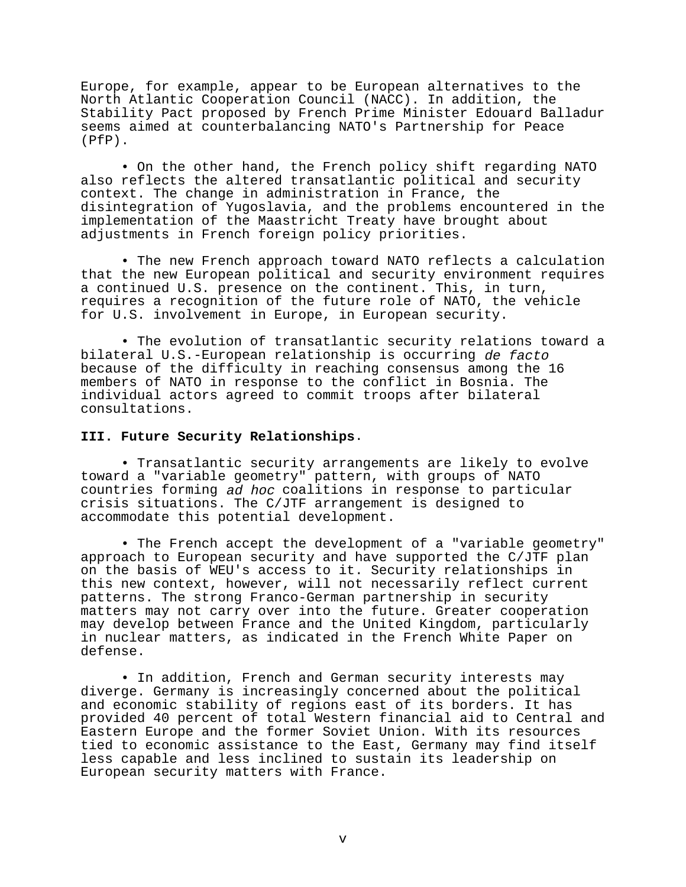Europe, for example, appear to be European alternatives to the North Atlantic Cooperation Council (NACC). In addition, the Stability Pact proposed by French Prime Minister Edouard Balladur seems aimed at counterbalancing NATO's Partnership for Peace (PfP).

• On the other hand, the French policy shift regarding NATO also reflects the altered transatlantic political and security context. The change in administration in France, the disintegration of Yugoslavia, and the problems encountered in the implementation of the Maastricht Treaty have brought about adjustments in French foreign policy priorities.

• The new French approach toward NATO reflects a calculation that the new European political and security environment requires a continued U.S. presence on the continent. This, in turn, requires a recognition of the future role of NATO, the vehicle for U.S. involvement in Europe, in European security.

• The evolution of transatlantic security relations toward a bilateral U.S.-European relationship is occurring *de facto* because of the difficulty in reaching consensus among the 16 members of NATO in response to the conflict in Bosnia. The individual actors agreed to commit troops after bilateral consultations.

**III. Future Security Relationships**.

• Transatlantic security arrangements are likely to evolve toward a "variable geometry" pattern, with groups of NATO countries forming *ad hoc* coalitions in response to particular crisis situations. The C/JTF arrangement is designed to accommodate this potential development.

• The French accept the development of a "variable geometry" approach to European security and have supported the C/JTF plan on the basis of WEU's access to it. Security relationships in this new context, however, will not necessarily reflect current patterns. The strong Franco-German partnership in security matters may not carry over into the future. Greater cooperation may develop between France and the United Kingdom, particularly in nuclear matters, as indicated in the French White Paper on defense.

• In addition, French and German security interests may diverge. Germany is increasingly concerned about the political and economic stability of regions east of its borders. It has provided 40 percent of total Western financial aid to Central and Eastern Europe and the former Soviet Union. With its resources tied to economic assistance to the East, Germany may find itself less capable and less inclined to sustain its leadership on European security matters with France.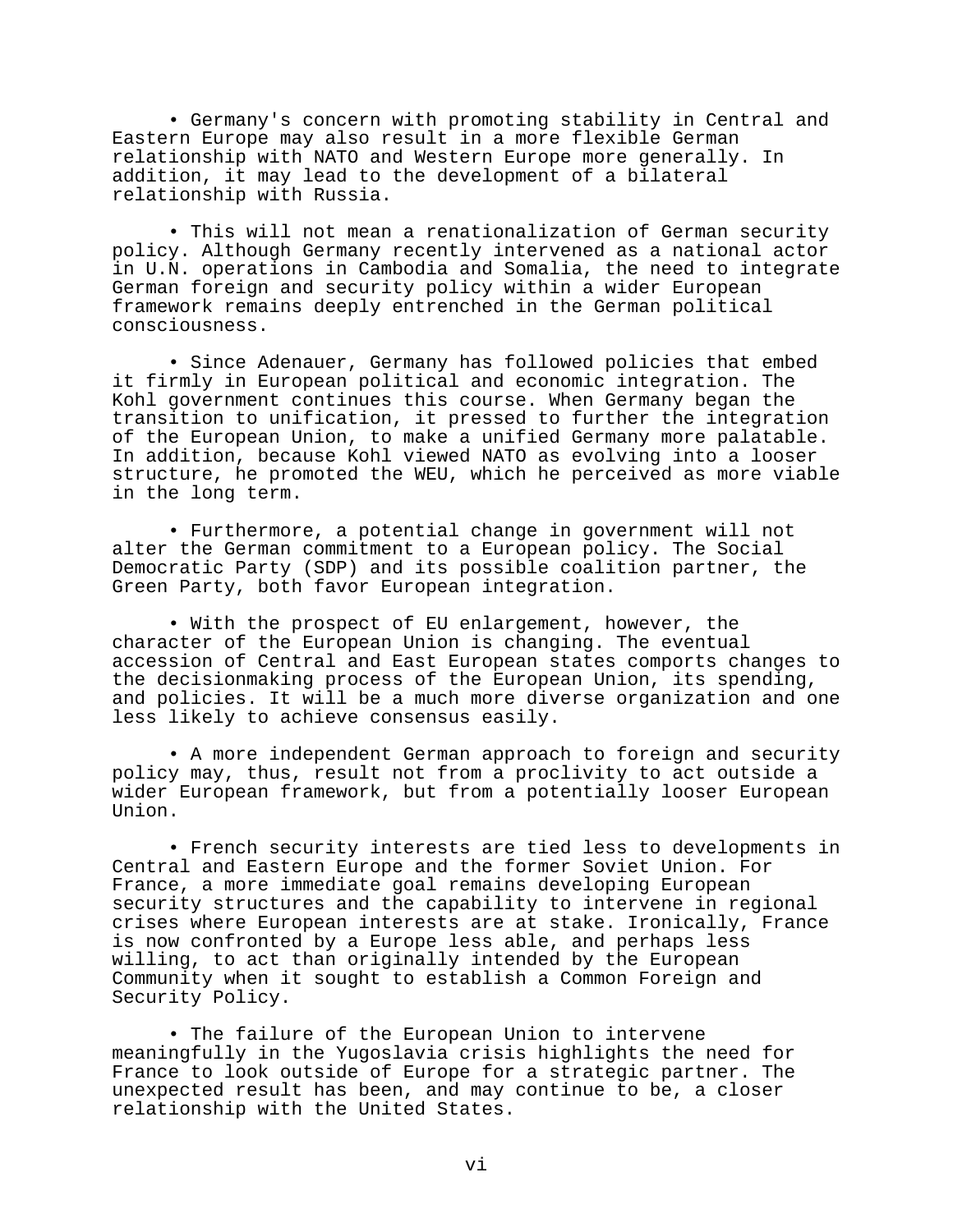- Germany's concern with promoting stability in Central and Eastern Europe may also result in a more flexible German relationship with NATO and Western Europe more generally. In addition, it may lead to the development of a bilateral relationship with Russia.

- This will not mean a renationalization of German security policy. Although Germany recently intervened as a national actor in U.N. operations in Cambodia and Somalia, the need to integrate German foreign and security policy within a wider European framework remains deeply entrenched in the German political consciousness.

- Since Adenauer, Germany has followed policies that embed it firmly in European political and economic integration. The Kohl government continues this course. When Germany began the transition to unification, it pressed to further the integration of the European Union, to make a unified Germany more palatable. In addition, because Kohl viewed NATO as evolving into a looser structure, he promoted the WEU, which he perceived as more viable in the long term.

- Furthermore, a potential change in government will not alter the German commitment to a European policy. The Social Democratic Party (SDP) and its possible coalition partner, the Green Party, both favor European integration.

- With the prospect of EU enlargement, however, the character of the European Union is changing. The eventual accession of Central and East European states comports changes to the decisionmaking process of the European Union, its spending, and policies. It will be a much more diverse organization and one less likely to achieve consensus easily.

- A more independent German approach to foreign and security policy may, thus, result not from a proclivity to act outside a wider European framework, but from a potentially looser European Union.

- French security interests are tied less to developments in Central and Eastern Europe and the former Soviet Union. For France, a more immediate goal remains developing European security structures and the capability to intervene in regional crises where European interests are at stake. Ironically, France is now confronted by a Europe less able, and perhaps less willing, to act than originally intended by the European Community when it sought to establish a Common Foreign and Security Policy.

- The failure of the European Union to intervene meaningfully in the Yugoslavia crisis highlights the need for France to look outside of Europe for a strategic partner. The unexpected result has been, and may continue to be, a closer relationship with the United States.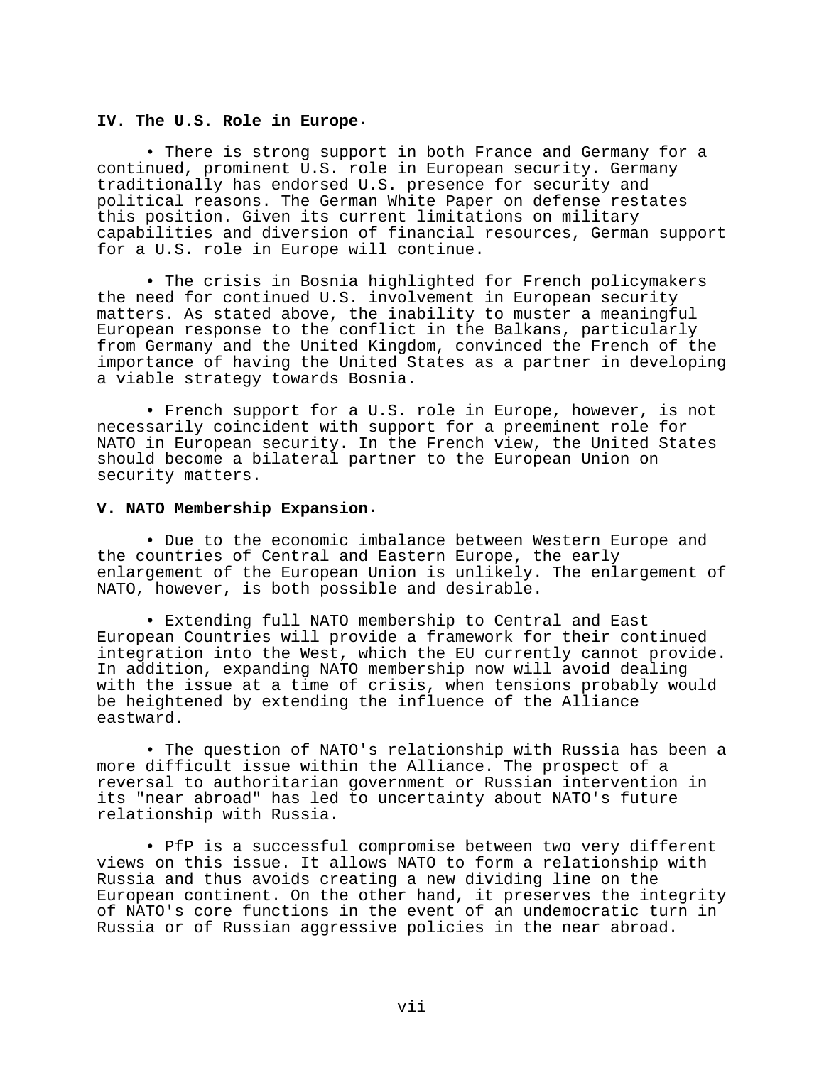**IV. The U.S. Role in Europe.**

- There is strong support in both France and Germany for a continued, prominent U.S. role in European security. Germany traditionally has endorsed U.S. presence for security and political reasons. The German White Paper on defense restates this position. Given its current limitations on military capabilities and diversion of financial resources, German support for a U.S. role in Europe will continue.

- The crisis in Bosnia highlighted for French policymakers the need for continued U.S. involvement in European security matters. As stated above, the inability to muster a meaningful European response to the conflict in the Balkans, particularly from Germany and the United Kingdom, convinced the French of the importance of having the United States as a partner in developing a viable strategy towards Bosnia.

- French support for a U.S. role in Europe, however, is not necessarily coincident with support for a preeminent role for NATO in European security. In the French view, the United States should become a bilateral partner to the European Union on security matters.

**V. NATO Membership Expansion.**

- Due to the economic imbalance between Western Europe and the countries of Central and Eastern Europe, the early enlargement of the European Union is unlikely. The enlargement of NATO, however, is both possible and desirable.

- Extending full NATO membership to Central and East European Countries will provide a framework for their continued integration into the West, which the EU currently cannot provide. In addition, expanding NATO membership now will avoid dealing with the issue at a time of crisis, when tensions probably would be heightened by extending the influence of the Alliance eastward.

- The question of NATO's relationship with Russia has been a more difficult issue within the Alliance. The prospect of a reversal to authoritarian government or Russian intervention in its "near abroad" has led to uncertainty about NATO's future relationship with Russia.

- PfP is a successful compromise between two very different views on this issue. It allows NATO to form a relationship with Russia and thus avoids creating a new dividing line on the European continent. On the other hand, it preserves the integrity of NATO's core functions in the event of an undemocratic turn in Russia or of Russian aggressive policies in the near abroad.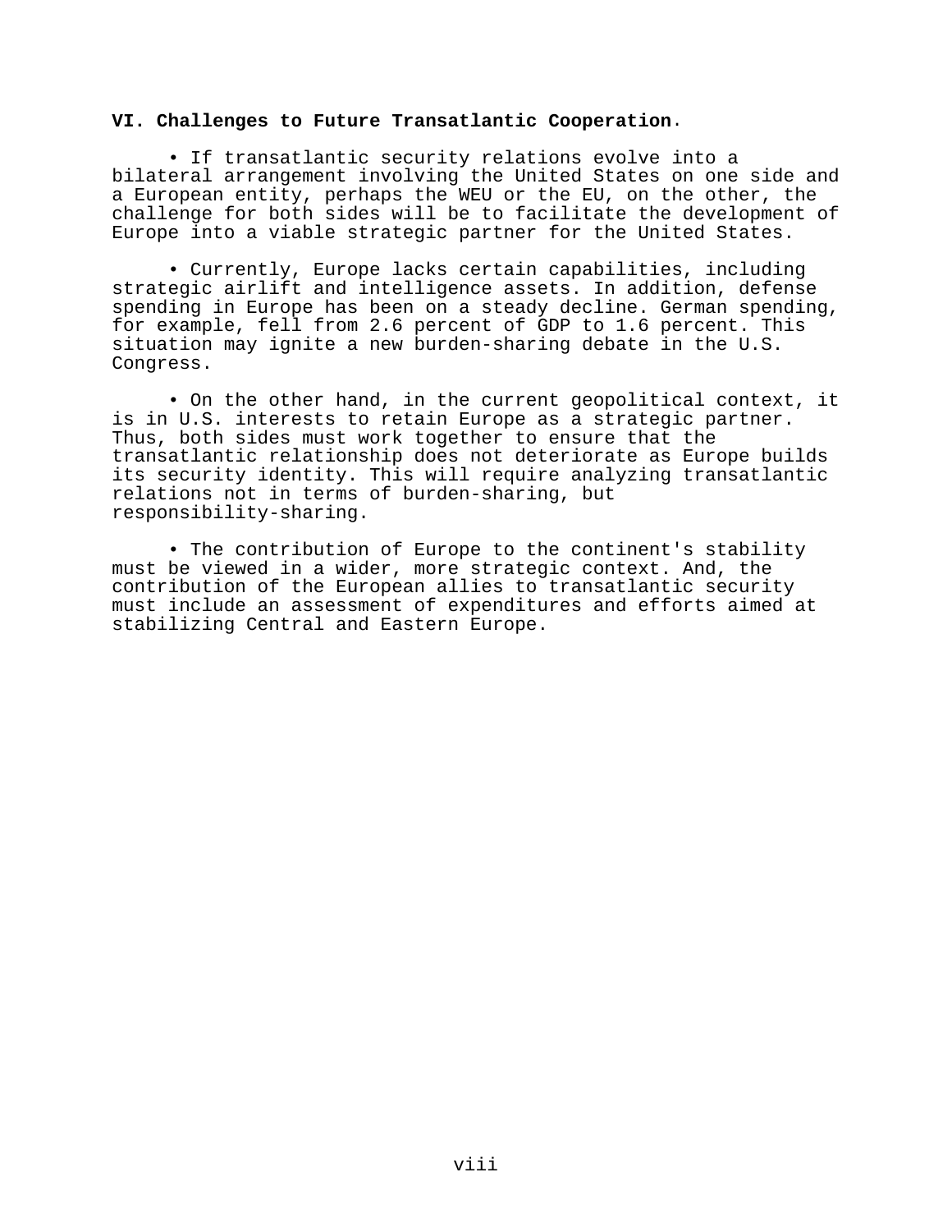**VI. Challenges to Future Transatlantic Cooperation.**

- If transatlantic security relations evolve into a bilateral arrangement involving the United States on one side and a European entity, perhaps the WEU or the EU, on the other, the challenge for both sides will be to facilitate the development of Europe into a viable strategic partner for the United States.

- Currently, Europe lacks certain capabilities, including strategic airlift and intelligence assets. In addition, defense spending in Europe has been on a steady decline. German spending, for example, fell from 2.6 percent of GDP to 1.6 percent. This situation may ignite a new burden-sharing debate in the U.S. Congress.

- On the other hand, in the current geopolitical context, it is in U.S. interests to retain Europe as a strategic partner. Thus, both sides must work together to ensure that the transatlantic relationship does not deteriorate as Europe builds its security identity. This will require analyzing transatlantic relations not in terms of burden-sharing, but responsibility-sharing.

- The contribution of Europe to the continent's stability must be viewed in a wider, more strategic context. And, the contribution of the European allies to transatlantic security must include an assessment of expenditures and efforts aimed at stabilizing Central and Eastern Europe.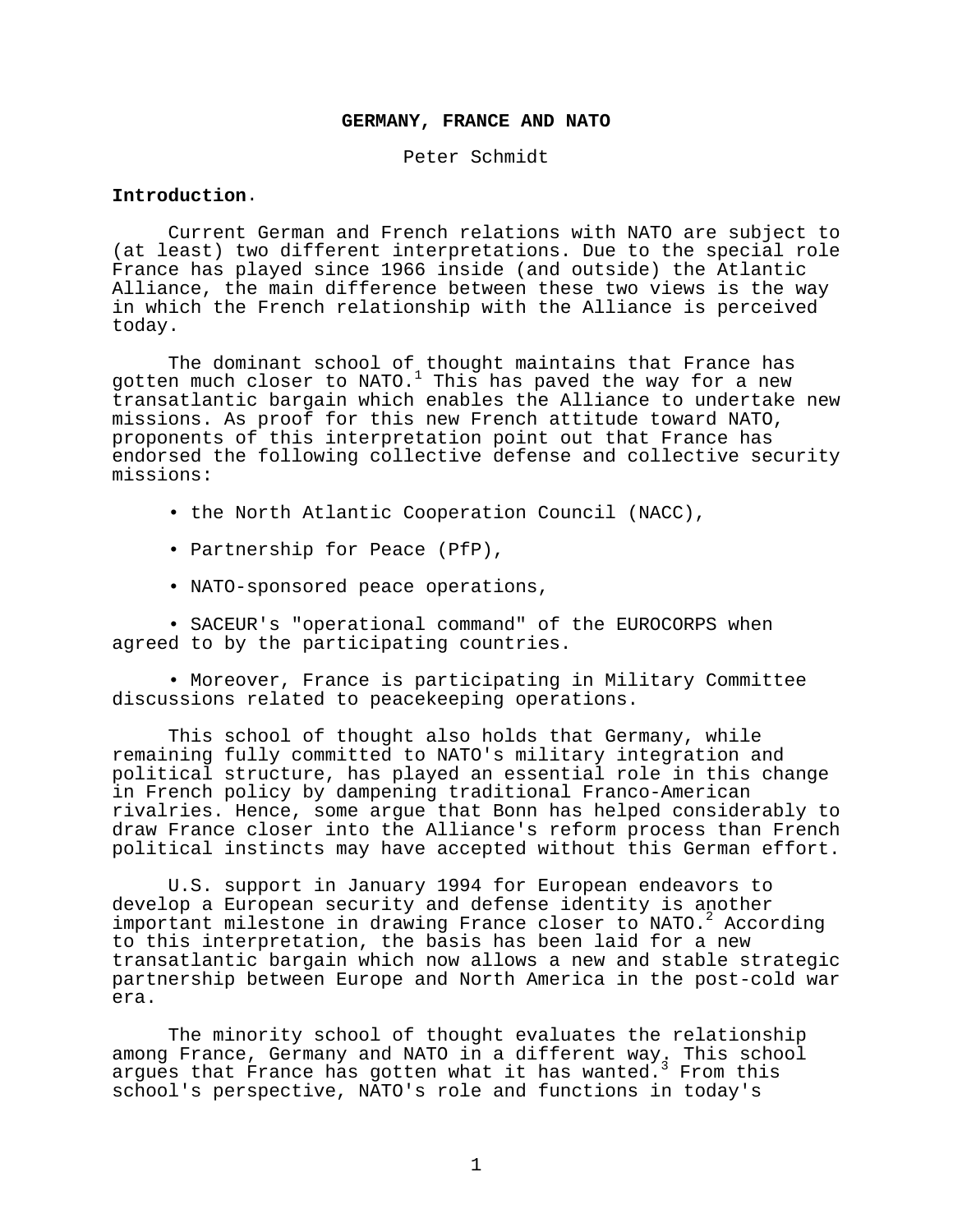# GERMANY, FRANCE AND NATO

Peter Schmidt

## Introduction.

Current German and French relations with NATO are subject to (at least) two different interpretations. Due to the special role France has played since 1966 inside (and outside) the Atlantic Alliance, the main difference between these two views is the way in which the French relationship with the Alliance is perceived today.

The dominant school of thought maintains that France has gotten much closer to NATO.[1] This has paved the way for a new transatlantic bargain which enables the Alliance to undertake new missions. As proof for this new French attitude toward NATO, proponents of this interpretation point out that France has endorsed the following collective defense and collective security missions:

- the North Atlantic Cooperation Council (NACC),
- Partnership for Peace (PfP),
- NATO-sponsored peace operations,
- SACEUR's "operational command" of the EUROCORPS when agreed to by the participating countries.
- Moreover, France is participating in Military Committee discussions related to peacekeeping operations.

This school of thought also holds that Germany, while remaining fully committed to NATO's military integration and political structure, has played an essential role in this change in French policy by dampening traditional Franco-American rivalries. Hence, some argue that Bonn has helped considerably to draw France closer into the Alliance's reform process than French political instincts may have accepted without this German effort.

U.S. support in January 1994 for European endeavors to develop a European security and defense identity is another important milestone in drawing France closer to NATO.[2] According to this interpretation, the basis has been laid for a new transatlantic bargain which now allows a new and stable strategic partnership between Europe and North America in the post-cold war era.

The minority school of thought evaluates the relationship among France, Germany and NATO in a different way. This school argues that France has gotten what it has wanted.[3] From this school's perspective, NATO's role and functions in today's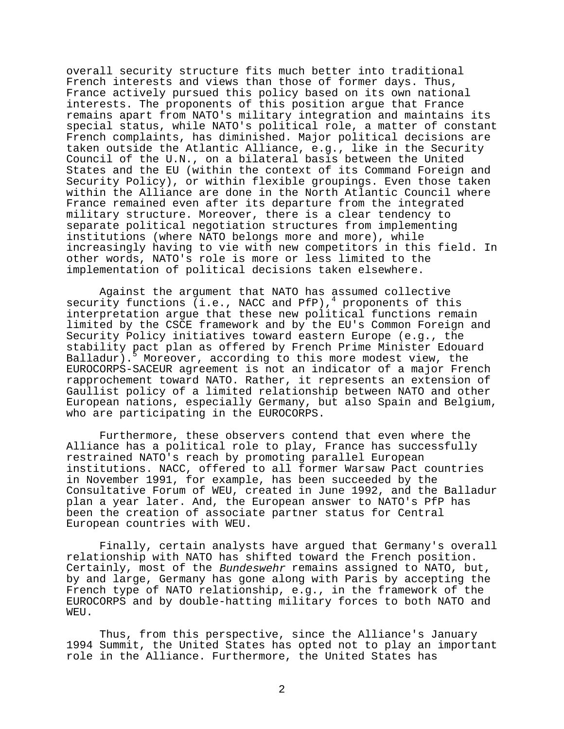overall security structure fits much better into traditional French interests and views than those of former days. Thus, France actively pursued this policy based on its own national interests. The proponents of this position argue that France remains apart from NATO's military integration and maintains its special status, while NATO's political role, a matter of constant French complaints, has diminished. Major political decisions are taken outside the Atlantic Alliance, e.g., like in the Security Council of the U.N., on a bilateral basis between the United States and the EU (within the context of its Command Foreign and Security Policy), or within flexible groupings. Even those taken within the Alliance are done in the North Atlantic Council where France remained even after its departure from the integrated military structure. Moreover, there is a clear tendency to separate political negotiation structures from implementing institutions (where NATO belongs more and more), while increasingly having to vie with new competitors in this field. In other words, NATO's role is more or less limited to the implementation of political decisions taken elsewhere.

Against the argument that NATO has assumed collective security functions (i.e., NACC and PfP),[4] proponents of this interpretation argue that these new political functions remain limited by the CSCE framework and by the EU's Common Foreign and Security Policy initiatives toward eastern Europe (e.g., the stability pact plan as offered by French Prime Minister Edouard Balladur).[5] Moreover, according to this more modest view, the EUROCORPS-SACEUR agreement is not an indicator of a major French rapprochement toward NATO. Rather, it represents an extension of Gaullist policy of a limited relationship between NATO and other European nations, especially Germany, but also Spain and Belgium, who are participating in the EUROCORPS.

Furthermore, these observers contend that even where the Alliance has a political role to play, France has successfully restrained NATO's reach by promoting parallel European institutions. NACC, offered to all former Warsaw Pact countries in November 1991, for example, has been succeeded by the Consultative Forum of WEU, created in June 1992, and the Balladur plan a year later. And, the European answer to NATO's PfP has been the creation of associate partner status for Central European countries with WEU.

Finally, certain analysts have argued that Germany's overall relationship with NATO has shifted toward the French position. Certainly, most of the *Bundeswehr* remains assigned to NATO, but, by and large, Germany has gone along with Paris by accepting the French type of NATO relationship, e.g., in the framework of the EUROCORPS and by double-hatting military forces to both NATO and WEU.

Thus, from this perspective, since the Alliance's January 1994 Summit, the United States has opted not to play an important role in the Alliance. Furthermore, the United States has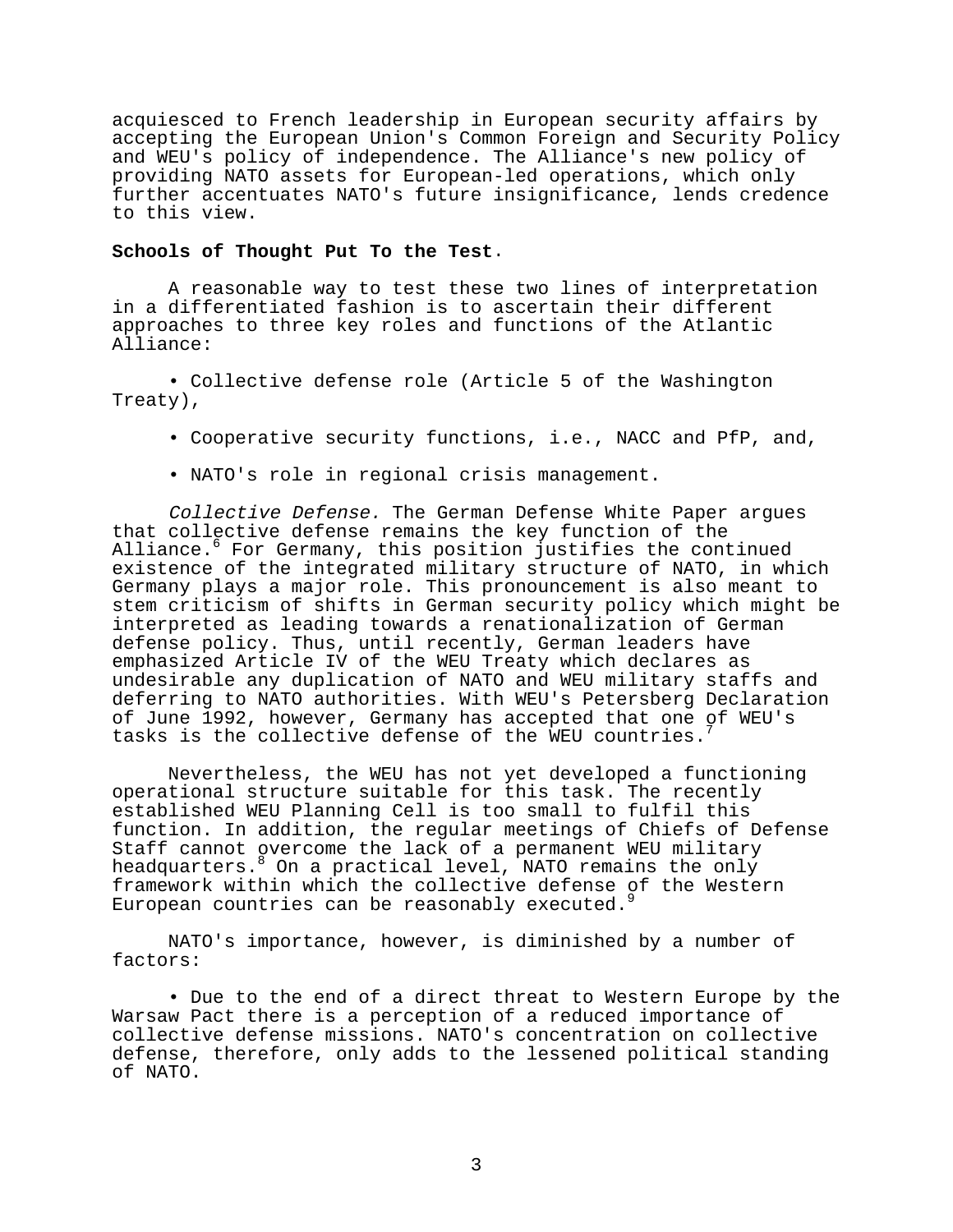acquiesced to French leadership in European security affairs by accepting the European Union's Common Foreign and Security Policy and WEU's policy of independence. The Alliance's new policy of providing NATO assets for European-led operations, which only further accentuates NATO's future insignificance, lends credence to this view.

**Schools of Thought Put To the Test**.

A reasonable way to test these two lines of interpretation in a differentiated fashion is to ascertain their different approaches to three key roles and functions of the Atlantic Alliance:

- Collective defense role (Article 5 of the Washington Treaty),
- Cooperative security functions, i.e., NACC and PfP, and,
- NATO's role in regional crisis management.

*Collective Defense.* The German Defense White Paper argues that collective defense remains the key function of the Alliance.[6] For Germany, this position justifies the continued existence of the integrated military structure of NATO, in which Germany plays a major role. This pronouncement is also meant to stem criticism of shifts in German security policy which might be interpreted as leading towards a renationalization of German defense policy. Thus, until recently, German leaders have emphasized Article IV of the WEU Treaty which declares as undesirable any duplication of NATO and WEU military staffs and deferring to NATO authorities. With WEU's Petersberg Declaration of June 1992, however, Germany has accepted that one of WEU's tasks is the collective defense of the WEU countries.[7]

Nevertheless, the WEU has not yet developed a functioning operational structure suitable for this task. The recently established WEU Planning Cell is too small to fulfil this function. In addition, the regular meetings of Chiefs of Defense Staff cannot overcome the lack of a permanent WEU military headquarters.[8] On a practical level, NATO remains the only framework within which the collective defense of the Western European countries can be reasonably executed.[9]

NATO's importance, however, is diminished by a number of factors:

- Due to the end of a direct threat to Western Europe by the Warsaw Pact there is a perception of a reduced importance of collective defense missions. NATO's concentration on collective defense, therefore, only adds to the lessened political standing of NATO.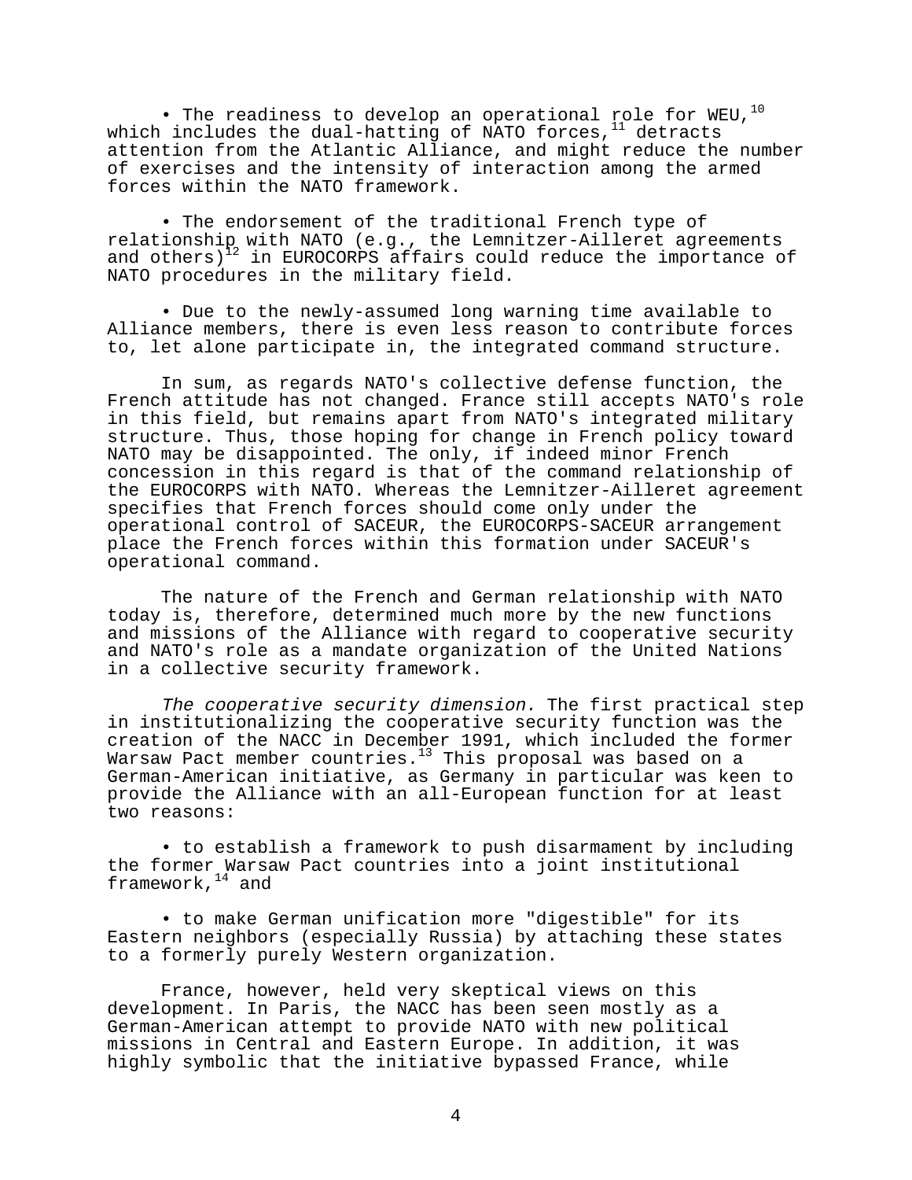- The readiness to develop an operational role for WEU,[10] which includes the dual-hatting of NATO forces,[11] detracts attention from the Atlantic Alliance, and might reduce the number of exercises and the intensity of interaction among the armed forces within the NATO framework.

- The endorsement of the traditional French type of relationship with NATO (e.g., the Lemnitzer-Ailleret agreements and others)[12] in EUROCORPS affairs could reduce the importance of NATO procedures in the military field.

- Due to the newly-assumed long warning time available to Alliance members, there is even less reason to contribute forces to, let alone participate in, the integrated command structure.

In sum, as regards NATO's collective defense function, the French attitude has not changed. France still accepts NATO's role in this field, but remains apart from NATO's integrated military structure. Thus, those hoping for change in French policy toward NATO may be disappointed. The only, if indeed minor French concession in this regard is that of the command relationship of the EUROCORPS with NATO. Whereas the Lemnitzer-Ailleret agreement specifies that French forces should come only under the operational control of SACEUR, the EUROCORPS-SACEUR arrangement place the French forces within this formation under SACEUR's operational command.

The nature of the French and German relationship with NATO today is, therefore, determined much more by the new functions and missions of the Alliance with regard to cooperative security and NATO's role as a mandate organization of the United Nations in a collective security framework.

*The cooperative security dimension.* The first practical step in institutionalizing the cooperative security function was the creation of the NACC in December 1991, which included the former Warsaw Pact member countries.[13] This proposal was based on a German-American initiative, as Germany in particular was keen to provide the Alliance with an all-European function for at least two reasons:

- to establish a framework to push disarmament by including the former Warsaw Pact countries into a joint institutional framework,[14] and

- to make German unification more "digestible" for its Eastern neighbors (especially Russia) by attaching these states to a formerly purely Western organization.

France, however, held very skeptical views on this development. In Paris, the NACC has been seen mostly as a German-American attempt to provide NATO with new political missions in Central and Eastern Europe. In addition, it was highly symbolic that the initiative bypassed France, while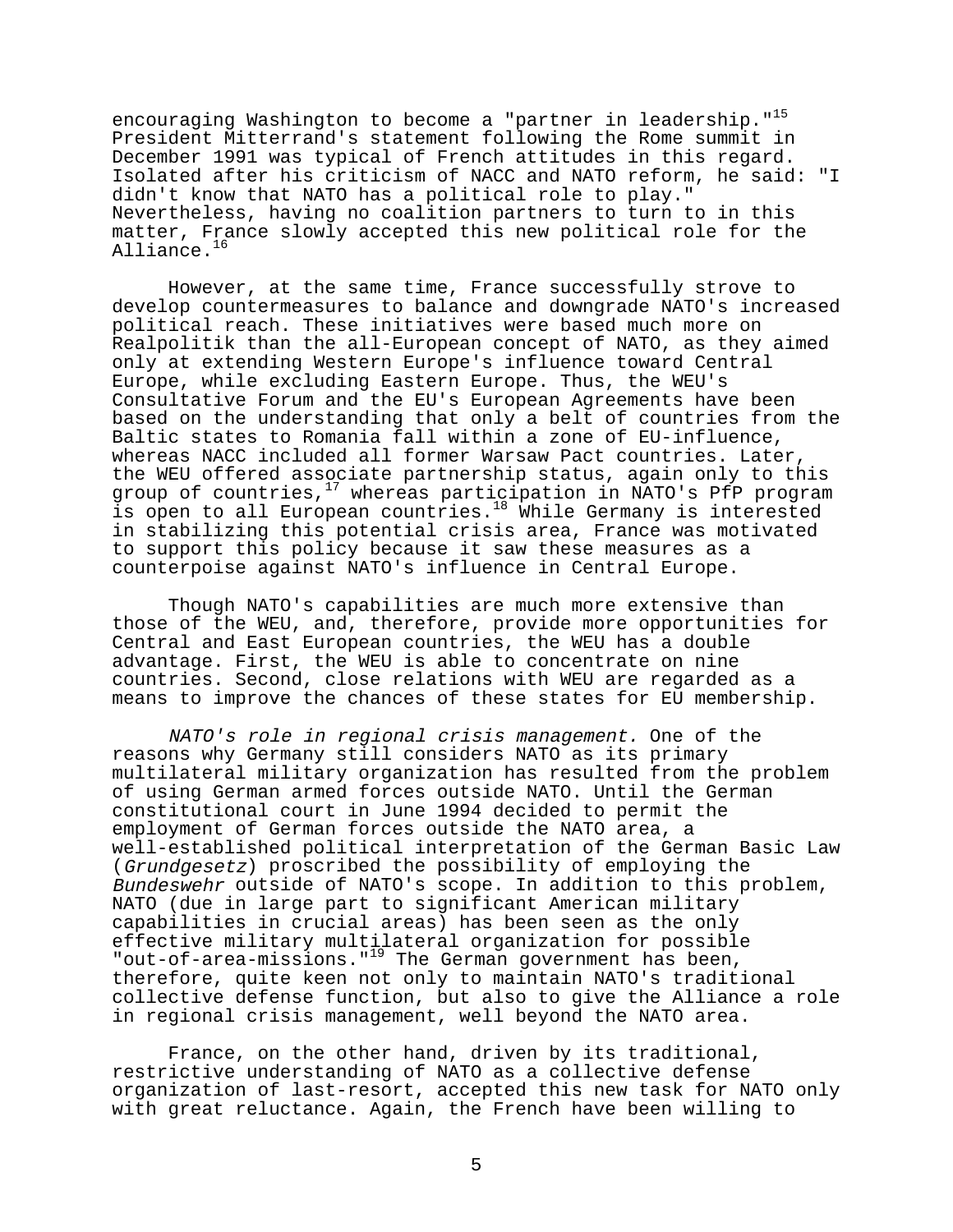encouraging Washington to become a "partner in leadership."[15] President Mitterrand's statement following the Rome summit in December 1991 was typical of French attitudes in this regard. Isolated after his criticism of NACC and NATO reform, he said: "I didn't know that NATO has a political role to play." Nevertheless, having no coalition partners to turn to in this matter, France slowly accepted this new political role for the Alliance.[16]

However, at the same time, France successfully strove to develop countermeasures to balance and downgrade NATO's increased political reach. These initiatives were based much more on Realpolitik than the all-European concept of NATO, as they aimed only at extending Western Europe's influence toward Central Europe, while excluding Eastern Europe. Thus, the WEU's Consultative Forum and the EU's European Agreements have been based on the understanding that only a belt of countries from the Baltic states to Romania fall within a zone of EU-influence, whereas NACC included all former Warsaw Pact countries. Later, the WEU offered associate partnership status, again only to this group of countries,[17] whereas participation in NATO's PfP program is open to all European countries.[18] While Germany is interested in stabilizing this potential crisis area, France was motivated to support this policy because it saw these measures as a counterpoise against NATO's influence in Central Europe.

Though NATO's capabilities are much more extensive than those of the WEU, and, therefore, provide more opportunities for Central and East European countries, the WEU has a double advantage. First, the WEU is able to concentrate on nine countries. Second, close relations with WEU are regarded as a means to improve the chances of these states for EU membership.

*NATO's role in regional crisis management.* One of the reasons why Germany still considers NATO as its primary multilateral military organization has resulted from the problem of using German armed forces outside NATO. Until the German constitutional court in June 1994 decided to permit the employment of German forces outside the NATO area, a well-established political interpretation of the German Basic Law (*Grundgesetz*) proscribed the possibility of employing the *Bundeswehr* outside of NATO's scope. In addition to this problem, NATO (due in large part to significant American military capabilities in crucial areas) has been seen as the only effective military multilateral organization for possible "out-of-area-missions."[19] The German government has been, therefore, quite keen not only to maintain NATO's traditional collective defense function, but also to give the Alliance a role in regional crisis management, well beyond the NATO area.

France, on the other hand, driven by its traditional, restrictive understanding of NATO as a collective defense organization of last-resort, accepted this new task for NATO only with great reluctance. Again, the French have been willing to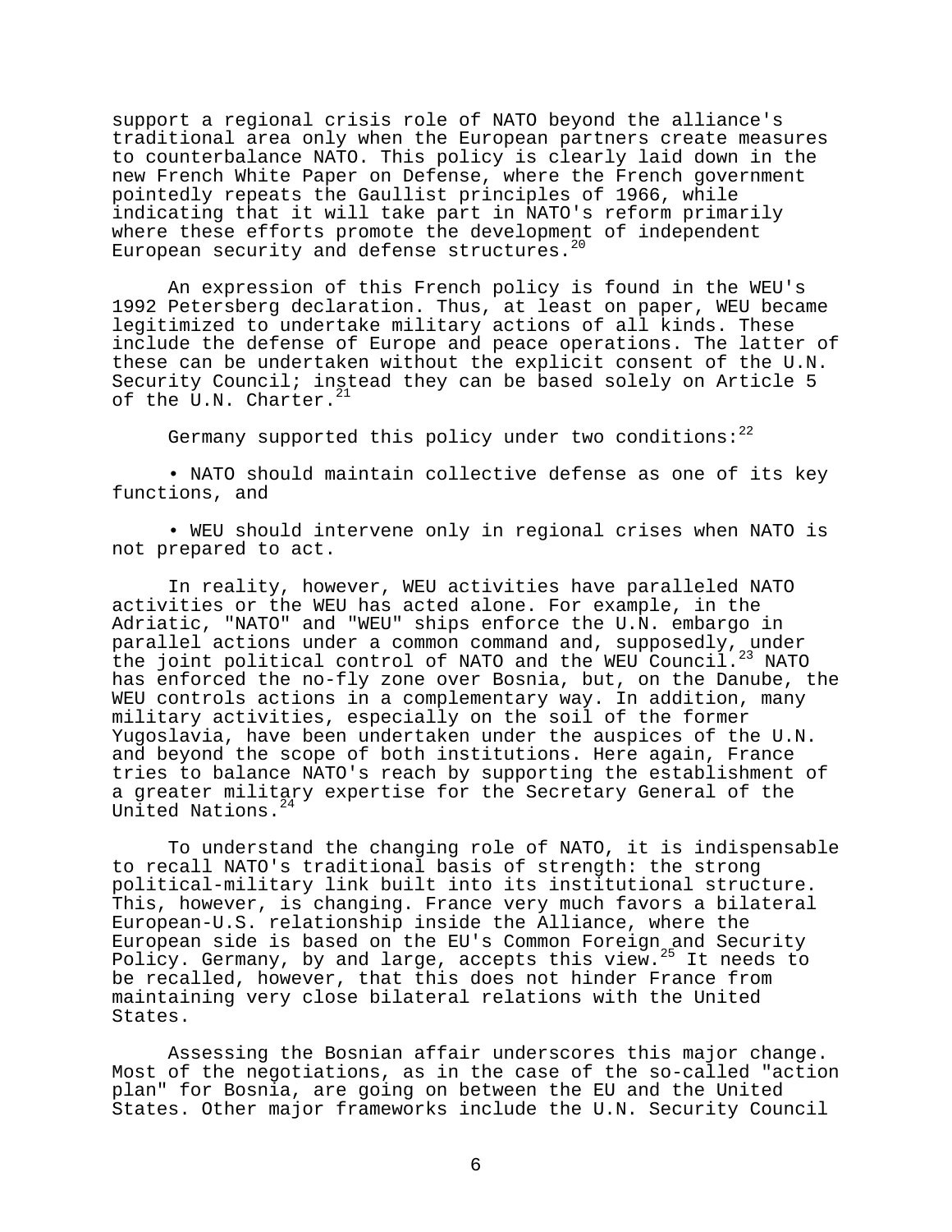support a regional crisis role of NATO beyond the alliance's traditional area only when the European partners create measures to counterbalance NATO. This policy is clearly laid down in the new French White Paper on Defense, where the French government pointedly repeats the Gaullist principles of 1966, while indicating that it will take part in NATO's reform primarily where these efforts promote the development of independent European security and defense structures.[20]

An expression of this French policy is found in the WEU's 1992 Petersberg declaration. Thus, at least on paper, WEU became legitimized to undertake military actions of all kinds. These include the defense of Europe and peace operations. The latter of these can be undertaken without the explicit consent of the U.N. Security Council; instead they can be based solely on Article 5 of the U.N. Charter.[21]

Germany supported this policy under two conditions:[22]

- NATO should maintain collective defense as one of its key functions, and

- WEU should intervene only in regional crises when NATO is not prepared to act.

In reality, however, WEU activities have paralleled NATO activities or the WEU has acted alone. For example, in the Adriatic, "NATO" and "WEU" ships enforce the U.N. embargo in parallel actions under a common command and, supposedly, under the joint political control of NATO and the WEU Council.[23] NATO has enforced the no-fly zone over Bosnia, but, on the Danube, the WEU controls actions in a complementary way. In addition, many military activities, especially on the soil of the former Yugoslavia, have been undertaken under the auspices of the U.N. and beyond the scope of both institutions. Here again, France tries to balance NATO's reach by supporting the establishment of a greater military expertise for the Secretary General of the United Nations.[24]

To understand the changing role of NATO, it is indispensable to recall NATO's traditional basis of strength: the strong political-military link built into its institutional structure. This, however, is changing. France very much favors a bilateral European-U.S. relationship inside the Alliance, where the European side is based on the EU's Common Foreign and Security Policy. Germany, by and large, accepts this view.[25] It needs to be recalled, however, that this does not hinder France from maintaining very close bilateral relations with the United States.

Assessing the Bosnian affair underscores this major change. Most of the negotiations, as in the case of the so-called "action plan" for Bosnia, are going on between the EU and the United States. Other major frameworks include the U.N. Security Council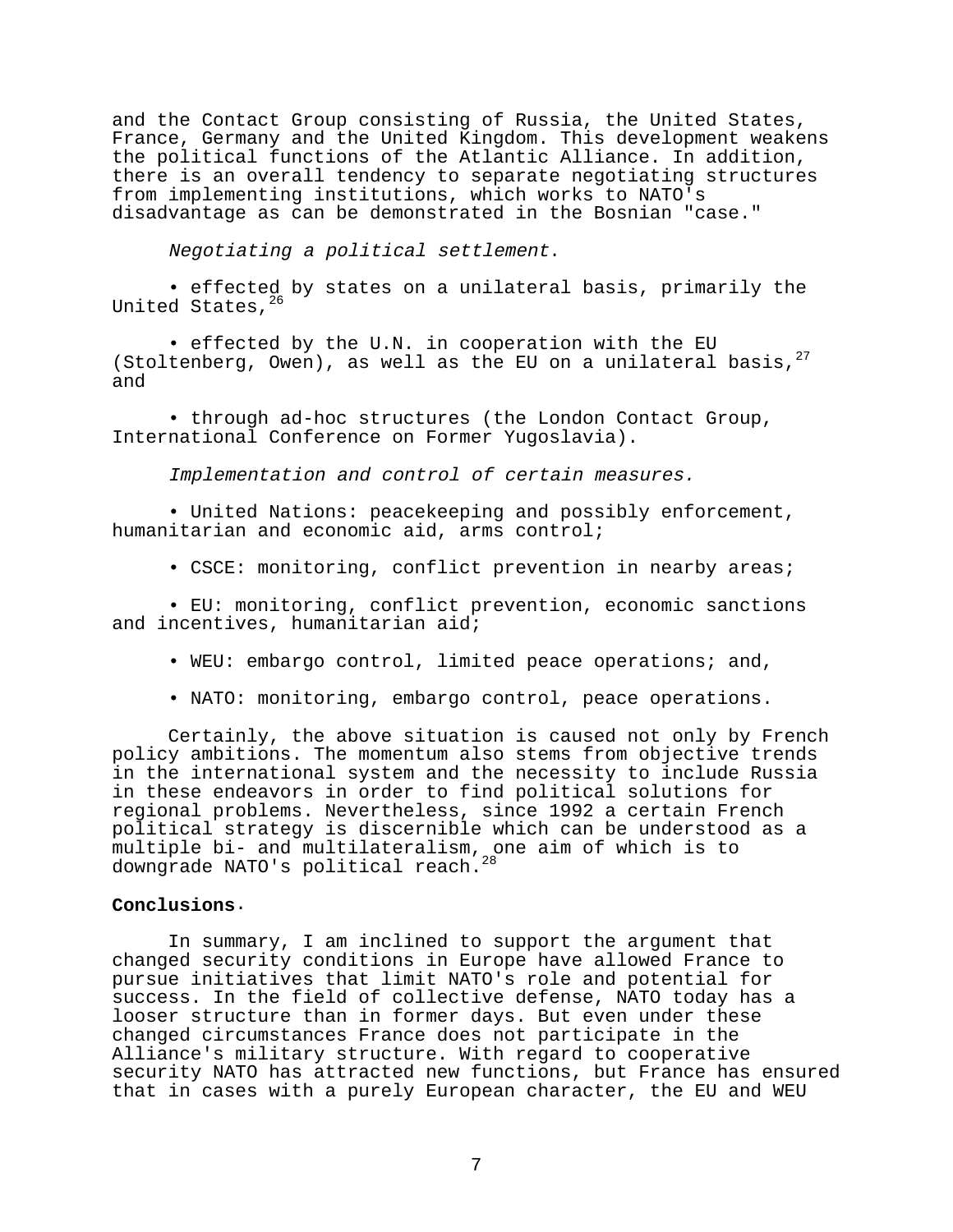and the Contact Group consisting of Russia, the United States, France, Germany and the United Kingdom. This development weakens the political functions of the Atlantic Alliance. In addition, there is an overall tendency to separate negotiating structures from implementing institutions, which works to NATO's disadvantage as can be demonstrated in the Bosnian "case."

*Negotiating a political settlement*.

- effected by states on a unilateral basis, primarily the United States,[26]

- effected by the U.N. in cooperation with the EU (Stoltenberg, Owen), as well as the EU on a unilateral basis,[27] and

- through ad-hoc structures (the London Contact Group, International Conference on Former Yugoslavia).

*Implementation and control of certain measures.*

- United Nations: peacekeeping and possibly enforcement, humanitarian and economic aid, arms control;

- CSCE: monitoring, conflict prevention in nearby areas;

- EU: monitoring, conflict prevention, economic sanctions and incentives, humanitarian aid;

- WEU: embargo control, limited peace operations; and,

- NATO: monitoring, embargo control, peace operations.

Certainly, the above situation is caused not only by French policy ambitions. The momentum also stems from objective trends in the international system and the necessity to include Russia in these endeavors in order to find political solutions for regional problems. Nevertheless, since 1992 a certain French political strategy is discernible which can be understood as a multiple bi- and multilateralism, one aim of which is to downgrade NATO's political reach.[28]

**Conclusions.**

In summary, I am inclined to support the argument that changed security conditions in Europe have allowed France to pursue initiatives that limit NATO's role and potential for success. In the field of collective defense, NATO today has a looser structure than in former days. But even under these changed circumstances France does not participate in the Alliance's military structure. With regard to cooperative security NATO has attracted new functions, but France has ensured that in cases with a purely European character, the EU and WEU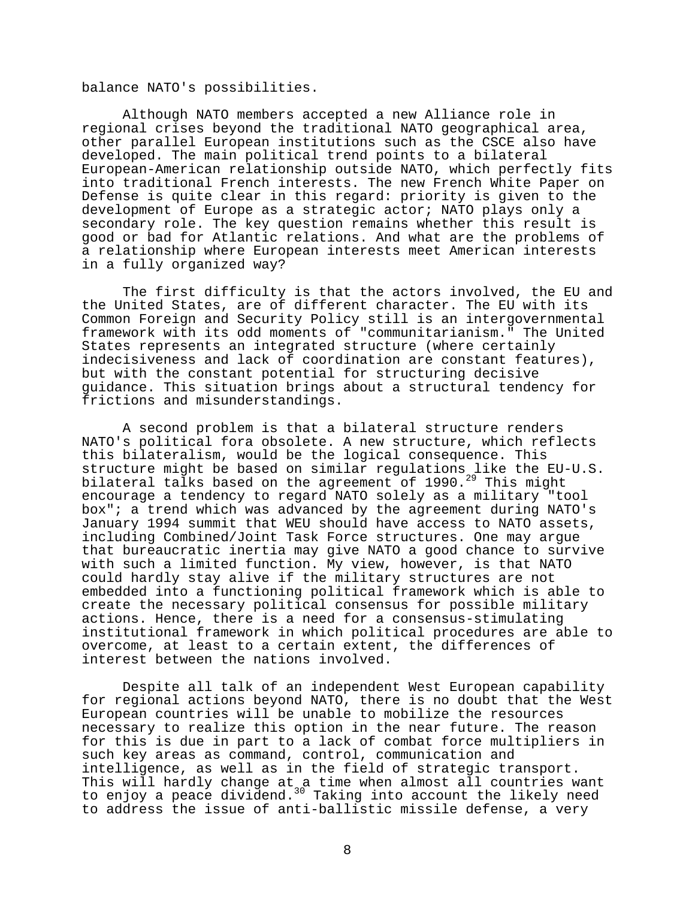balance NATO's possibilities.

Although NATO members accepted a new Alliance role in regional crises beyond the traditional NATO geographical area, other parallel European institutions such as the CSCE also have developed. The main political trend points to a bilateral European-American relationship outside NATO, which perfectly fits into traditional French interests. The new French White Paper on Defense is quite clear in this regard: priority is given to the development of Europe as a strategic actor; NATO plays only a secondary role. The key question remains whether this result is good or bad for Atlantic relations. And what are the problems of a relationship where European interests meet American interests in a fully organized way?

The first difficulty is that the actors involved, the EU and the United States, are of different character. The EU with its Common Foreign and Security Policy still is an intergovernmental framework with its odd moments of "communitarianism." The United States represents an integrated structure (where certainly indecisiveness and lack of coordination are constant features), but with the constant potential for structuring decisive guidance. This situation brings about a structural tendency for frictions and misunderstandings.

A second problem is that a bilateral structure renders NATO's political fora obsolete. A new structure, which reflects this bilateralism, would be the logical consequence. This structure might be based on similar regulations like the EU-U.S. bilateral talks based on the agreement of 1990.[29] This might encourage a tendency to regard NATO solely as a military "tool box"; a trend which was advanced by the agreement during NATO's January 1994 summit that WEU should have access to NATO assets, including Combined/Joint Task Force structures. One may argue that bureaucratic inertia may give NATO a good chance to survive with such a limited function. My view, however, is that NATO could hardly stay alive if the military structures are not embedded into a functioning political framework which is able to create the necessary political consensus for possible military actions. Hence, there is a need for a consensus-stimulating institutional framework in which political procedures are able to overcome, at least to a certain extent, the differences of interest between the nations involved.

Despite all talk of an independent West European capability for regional actions beyond NATO, there is no doubt that the West European countries will be unable to mobilize the resources necessary to realize this option in the near future. The reason for this is due in part to a lack of combat force multipliers in such key areas as command, control, communication and intelligence, as well as in the field of strategic transport. This will hardly change at a time when almost all countries want to enjoy a peace dividend.[30] Taking into account the likely need to address the issue of anti-ballistic missile defense, a very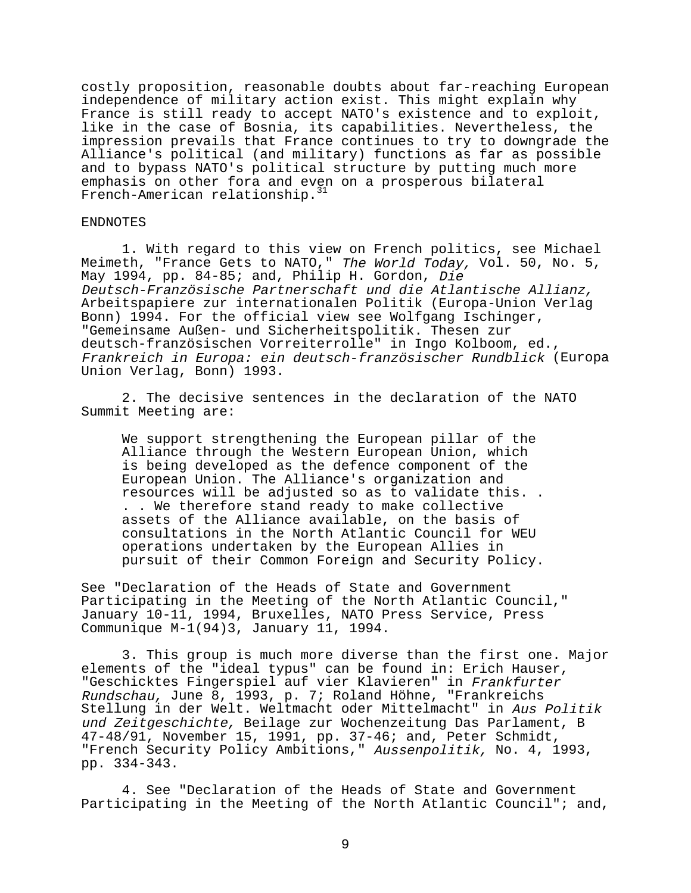costly proposition, reasonable doubts about far-reaching European independence of military action exist. This might explain why France is still ready to accept NATO's existence and to exploit, like in the case of Bosnia, its capabilities. Nevertheless, the impression prevails that France continues to try to downgrade the Alliance's political (and military) functions as far as possible and to bypass NATO's political structure by putting much more emphasis on other fora and even on a prosperous bilateral French-American relationship.[31]

## ENDNOTES

1. With regard to this view on French politics, see Michael Meimeth, "France Gets to NATO," *The World Today,* Vol. 50, No. 5, May 1994, pp. 84-85; and, Philip H. Gordon, *Die Deutsch-Französische Partnerschaft und die Atlantische Allianz,* Arbeitspapiere zur internationalen Politik (Europa-Union Verlag Bonn) 1994. For the official view see Wolfgang Ischinger, "Gemeinsame Außen- und Sicherheitspolitik. Thesen zur deutsch-französischen Vorreiterrolle" in Ingo Kolboom, ed., *Frankreich in Europa: ein deutsch-französischer Rundblick* (Europa Union Verlag, Bonn) 1993.

2. The decisive sentences in the declaration of the NATO Summit Meeting are:

> We support strengthening the European pillar of the Alliance through the Western European Union, which is being developed as the defence component of the European Union. The Alliance's organization and resources will be adjusted so as to validate this. . . . We therefore stand ready to make collective assets of the Alliance available, on the basis of consultations in the North Atlantic Council for WEU operations undertaken by the European Allies in pursuit of their Common Foreign and Security Policy.

See "Declaration of the Heads of State and Government Participating in the Meeting of the North Atlantic Council," January 10-11, 1994, Bruxelles, NATO Press Service, Press Communique M-1(94)3, January 11, 1994.

3. This group is much more diverse than the first one. Major elements of the "ideal typus" can be found in: Erich Hauser, "Geschicktes Fingerspiel auf vier Klavieren" in *Frankfurter Rundschau,* June 8, 1993, p. 7; Roland Höhne, "Frankreichs Stellung in der Welt. Weltmacht oder Mittelmacht" in *Aus Politik und Zeitgeschichte,* Beilage zur Wochenzeitung Das Parlament, B 47-48/91, November 15, 1991, pp. 37-46; and, Peter Schmidt, "French Security Policy Ambitions," *Aussenpolitik,* No. 4, 1993, pp. 334-343.

4. See "Declaration of the Heads of State and Government Participating in the Meeting of the North Atlantic Council"; and,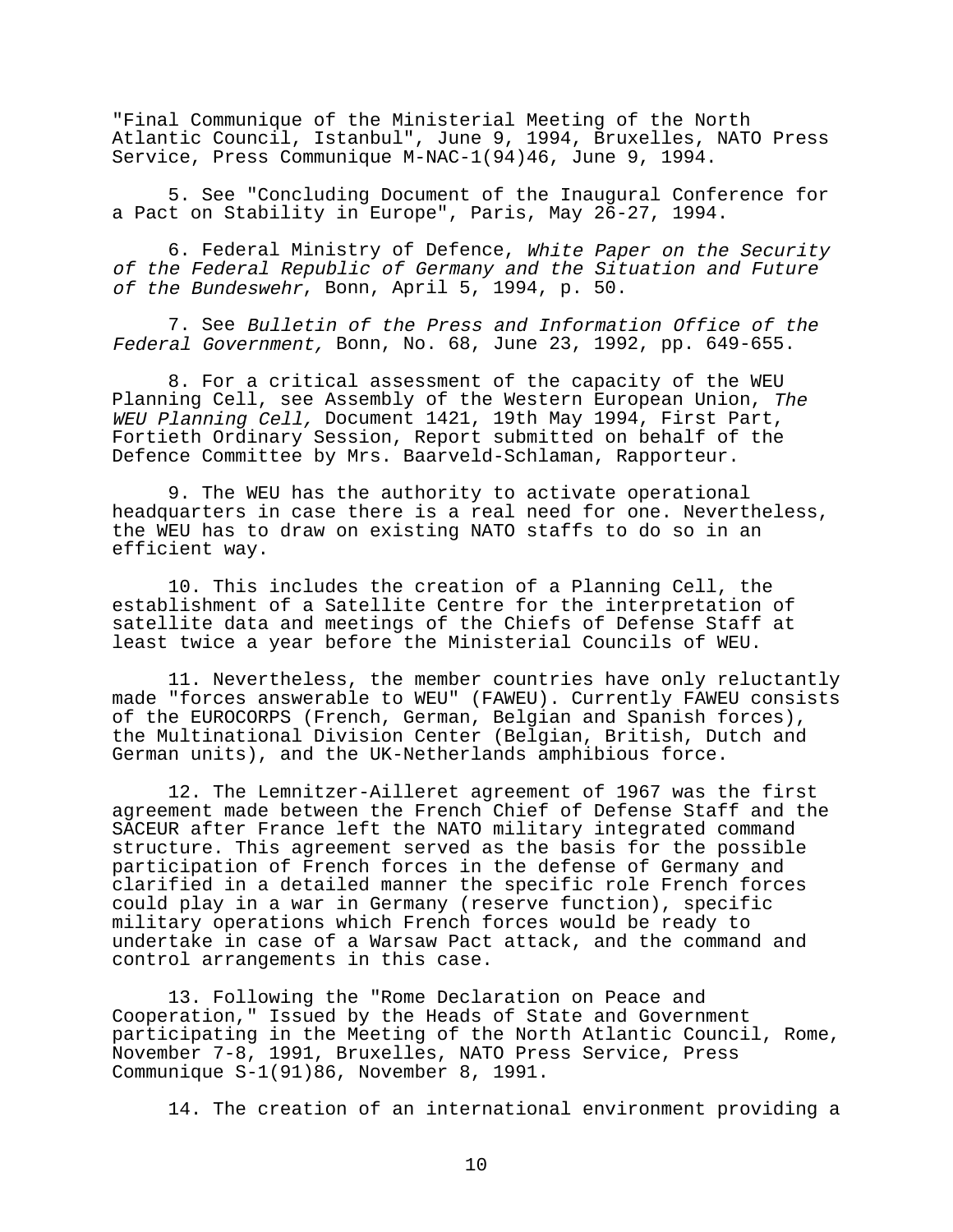"Final Communique of the Ministerial Meeting of the North Atlantic Council, Istanbul", June 9, 1994, Bruxelles, NATO Press Service, Press Communique M-NAC-1(94)46, June 9, 1994.

5. See "Concluding Document of the Inaugural Conference for a Pact on Stability in Europe", Paris, May 26-27, 1994.

6. Federal Ministry of Defence, *White Paper on the Security of the Federal Republic of Germany and the Situation and Future of the Bundeswehr*, Bonn, April 5, 1994, p. 50.

7. See *Bulletin of the Press and Information Office of the Federal Government,* Bonn, No. 68, June 23, 1992, pp. 649-655.

8. For a critical assessment of the capacity of the WEU Planning Cell, see Assembly of the Western European Union, *The WEU Planning Cell,* Document 1421, 19th May 1994, First Part, Fortieth Ordinary Session, Report submitted on behalf of the Defence Committee by Mrs. Baarveld-Schlaman, Rapporteur.

9. The WEU has the authority to activate operational headquarters in case there is a real need for one. Nevertheless, the WEU has to draw on existing NATO staffs to do so in an efficient way.

10. This includes the creation of a Planning Cell, the establishment of a Satellite Centre for the interpretation of satellite data and meetings of the Chiefs of Defense Staff at least twice a year before the Ministerial Councils of WEU.

11. Nevertheless, the member countries have only reluctantly made "forces answerable to WEU" (FAWEU). Currently FAWEU consists of the EUROCORPS (French, German, Belgian and Spanish forces), the Multinational Division Center (Belgian, British, Dutch and German units), and the UK-Netherlands amphibious force.

12. The Lemnitzer-Ailleret agreement of 1967 was the first agreement made between the French Chief of Defense Staff and the SACEUR after France left the NATO military integrated command structure. This agreement served as the basis for the possible participation of French forces in the defense of Germany and clarified in a detailed manner the specific role French forces could play in a war in Germany (reserve function), specific military operations which French forces would be ready to undertake in case of a Warsaw Pact attack, and the command and control arrangements in this case.

13. Following the "Rome Declaration on Peace and Cooperation," Issued by the Heads of State and Government participating in the Meeting of the North Atlantic Council, Rome, November 7-8, 1991, Bruxelles, NATO Press Service, Press Communique S-1(91)86, November 8, 1991.

14. The creation of an international environment providing a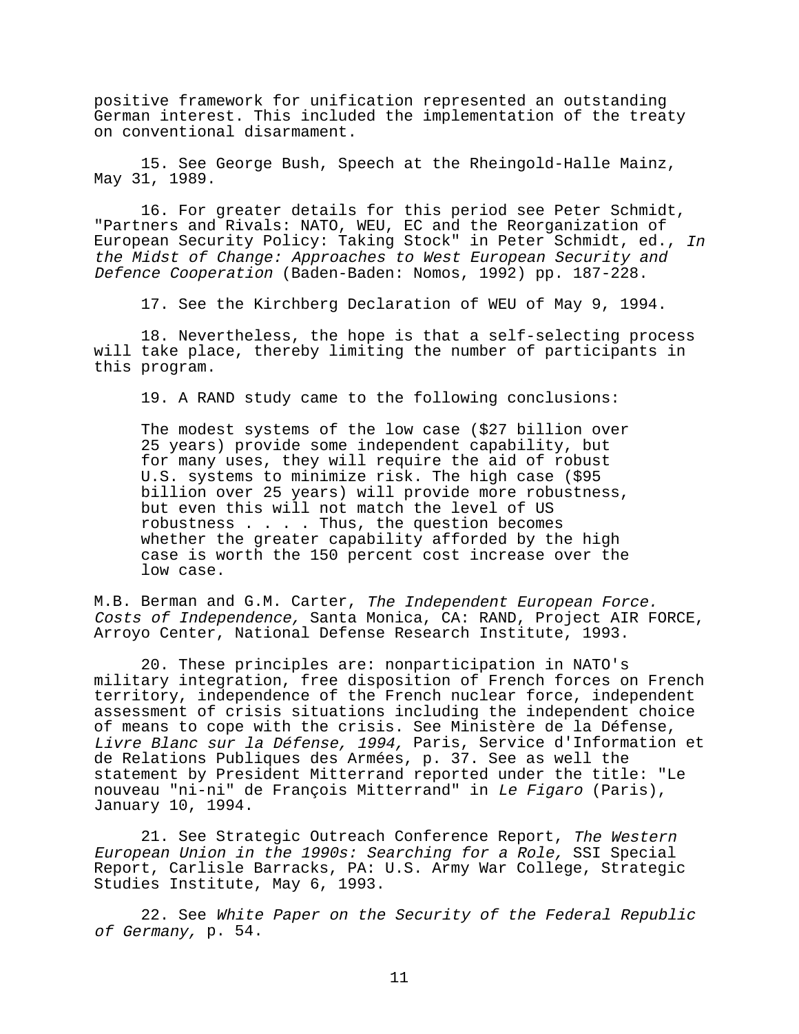positive framework for unification represented an outstanding German interest. This included the implementation of the treaty on conventional disarmament.

15. See George Bush, Speech at the Rheingold-Halle Mainz, May 31, 1989.

16. For greater details for this period see Peter Schmidt, "Partners and Rivals: NATO, WEU, EC and the Reorganization of European Security Policy: Taking Stock" in Peter Schmidt, ed., *In the Midst of Change: Approaches to West European Security and Defence Cooperation* (Baden-Baden: Nomos, 1992) pp. 187-228.

17. See the Kirchberg Declaration of WEU of May 9, 1994.

18. Nevertheless, the hope is that a self-selecting process will take place, thereby limiting the number of participants in this program.

19. A RAND study came to the following conclusions:

> The modest systems of the low case ($27 billion over 25 years) provide some independent capability, but for many uses, they will require the aid of robust U.S. systems to minimize risk. The high case ($95 billion over 25 years) will provide more robustness, but even this will not match the level of US robustness . . . . Thus, the question becomes whether the greater capability afforded by the high case is worth the 150 percent cost increase over the low case.

M.B. Berman and G.M. Carter, *The Independent European Force. Costs of Independence,* Santa Monica, CA: RAND, Project AIR FORCE, Arroyo Center, National Defense Research Institute, 1993.

20. These principles are: nonparticipation in NATO's military integration, free disposition of French forces on French territory, independence of the French nuclear force, independent assessment of crisis situations including the independent choice of means to cope with the crisis. See Ministère de la Défense, *Livre Blanc sur la Défense, 1994,* Paris, Service d'Information et de Relations Publiques des Armées, p. 37. See as well the statement by President Mitterrand reported under the title: "Le nouveau "ni-ni" de François Mitterrand" in *Le Figaro* (Paris), January 10, 1994.

21. See Strategic Outreach Conference Report, *The Western European Union in the 1990s: Searching for a Role,* SSI Special Report, Carlisle Barracks, PA: U.S. Army War College, Strategic Studies Institute, May 6, 1993.

22. See *White Paper on the Security of the Federal Republic of Germany,* p. 54.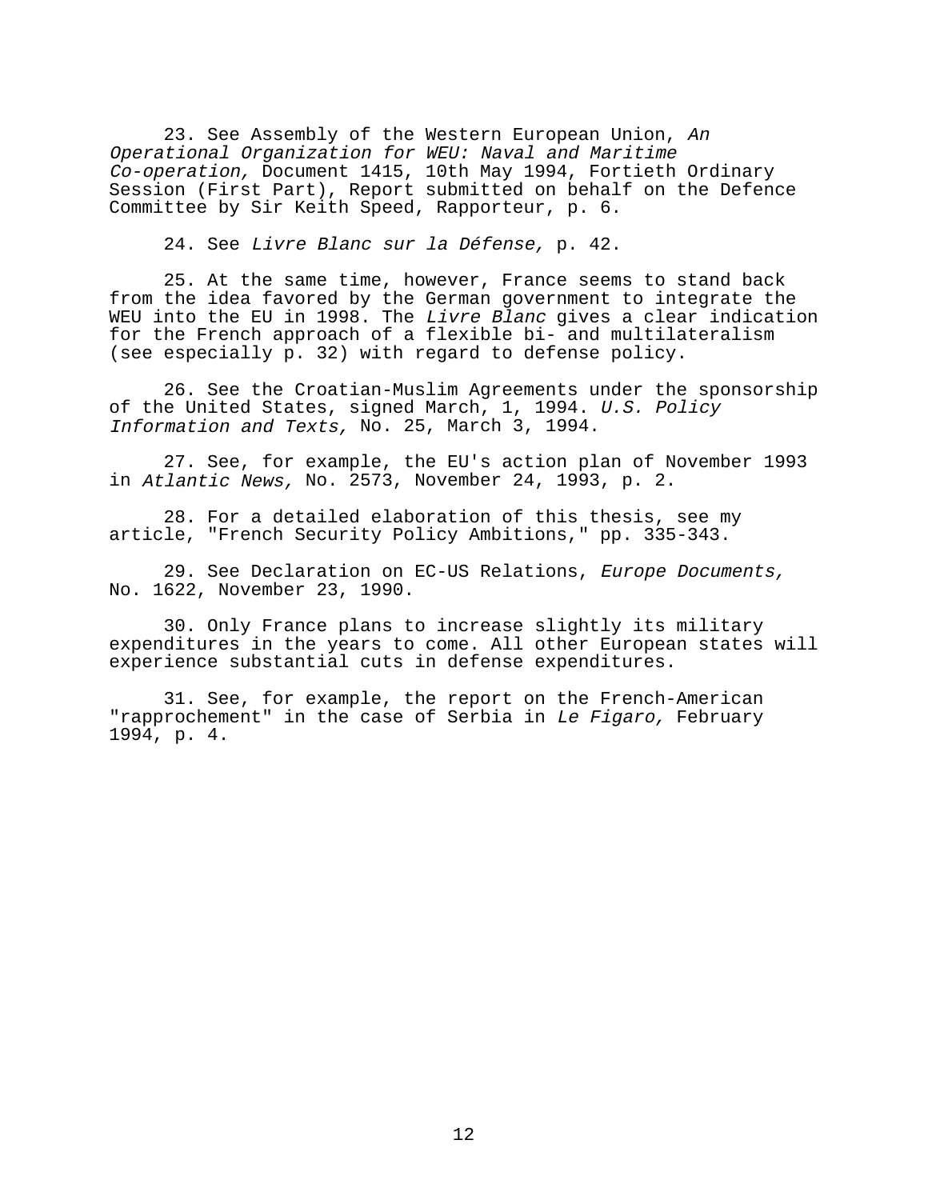23. See Assembly of the Western European Union, *An Operational Organization for WEU: Naval and Maritime Co-operation,* Document 1415, 10th May 1994, Fortieth Ordinary Session (First Part), Report submitted on behalf on the Defence Committee by Sir Keith Speed, Rapporteur, p. 6.

24. See *Livre Blanc sur la Défense,* p. 42.

25. At the same time, however, France seems to stand back from the idea favored by the German government to integrate the WEU into the EU in 1998. The *Livre Blanc* gives a clear indication for the French approach of a flexible bi- and multilateralism (see especially p. 32) with regard to defense policy.

26. See the Croatian-Muslim Agreements under the sponsorship of the United States, signed March, 1, 1994. *U.S. Policy Information and Texts,* No. 25, March 3, 1994.

27. See, for example, the EU's action plan of November 1993 in *Atlantic News,* No. 2573, November 24, 1993, p. 2.

28. For a detailed elaboration of this thesis, see my article, "French Security Policy Ambitions," pp. 335-343.

29. See Declaration on EC-US Relations, *Europe Documents,* No. 1622, November 23, 1990.

30. Only France plans to increase slightly its military expenditures in the years to come. All other European states will experience substantial cuts in defense expenditures.

31. See, for example, the report on the French-American "rapprochement" in the case of Serbia in *Le Figaro,* February 1994, p. 4.